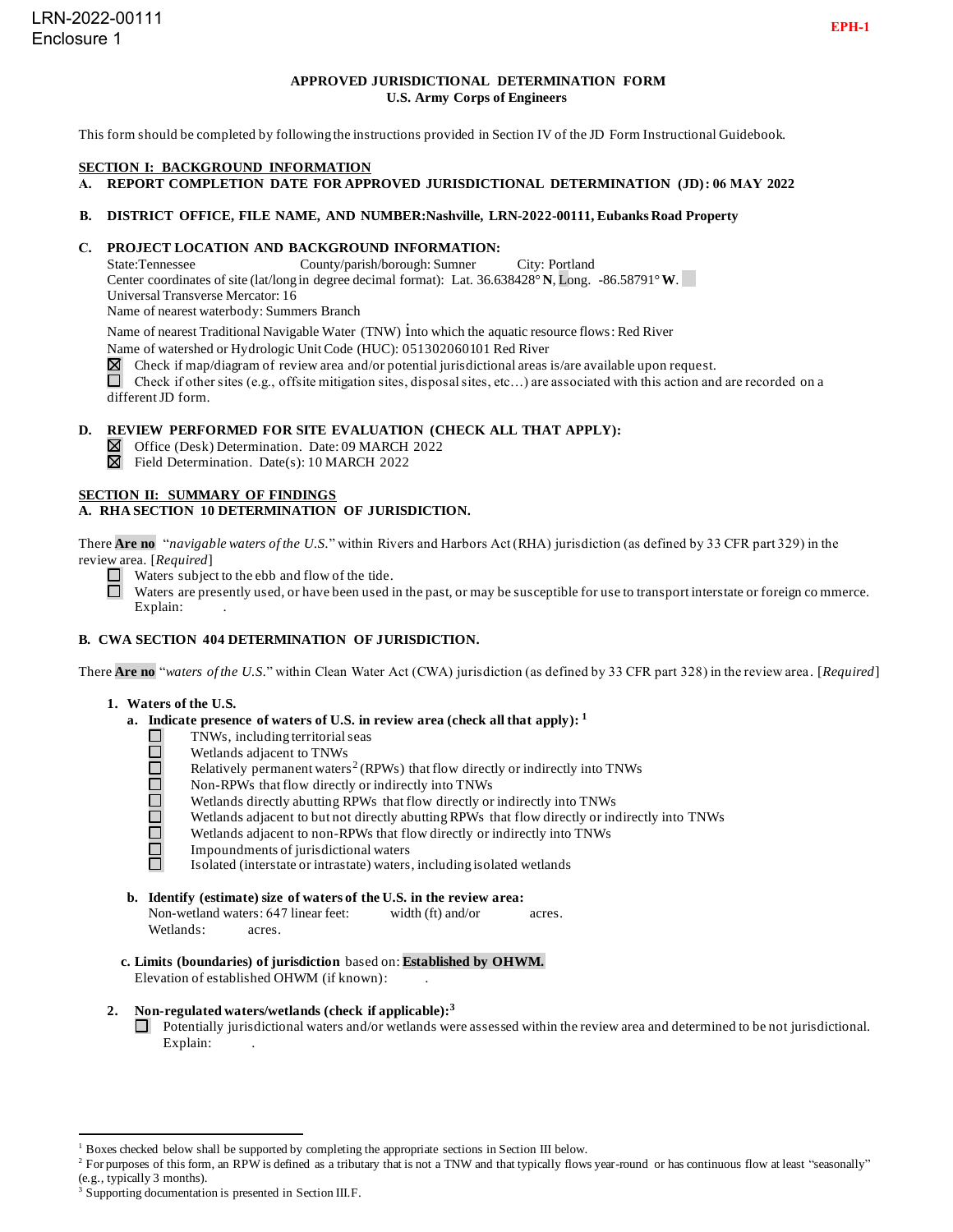LRN-2022-00111
Enclosure 1

**EPH-1**

**APPROVED JURISDICTIONAL DETERMINATION FORM**
**U.S. Army Corps of Engineers**

This form should be completed by following the instructions provided in Section IV of the JD Form Instructional Guidebook.

## SECTION I: BACKGROUND INFORMATION

**A. REPORT COMPLETION DATE FOR APPROVED JURISDICTIONAL DETERMINATION (JD): 06 MAY 2022**

**B. DISTRICT OFFICE, FILE NAME, AND NUMBER:Nashville, LRN-2022-00111, Eubanks Road Property**

**C. PROJECT LOCATION AND BACKGROUND INFORMATION:**

State:Tennessee County/parish/borough: Sumner City: Portland
Center coordinates of site (lat/long in degree decimal format): Lat. 36.638428° **N**, Long. -86.58791° **W**.
Universal Transverse Mercator: 16
Name of nearest waterbody: Summers Branch

Name of nearest Traditional Navigable Water (TNW) into which the aquatic resource flows: Red River
Name of watershed or Hydrologic Unit Code (HUC): 051302060101 Red River

☒ Check if map/diagram of review area and/or potential jurisdictional areas is/are available upon request.
☐ Check if other sites (e.g., offsite mitigation sites, disposal sites, etc…) are associated with this action and are recorded on a different JD form.

**D. REVIEW PERFORMED FOR SITE EVALUATION (CHECK ALL THAT APPLY):**

☒ Office (Desk) Determination. Date: 09 MARCH 2022
☒ Field Determination. Date(s): 10 MARCH 2022

## SECTION II: SUMMARY OF FINDINGS

**A. RHA SECTION 10 DETERMINATION OF JURISDICTION.**

There **Are no** "*navigable waters of the U.S.*" within Rivers and Harbors Act (RHA) jurisdiction (as defined by 33 CFR part 329) in the review area. [*Required*]

☐ Waters subject to the ebb and flow of the tide.
☐ Waters are presently used, or have been used in the past, or may be susceptible for use to transport interstate or foreign commerce. Explain: .

**B. CWA SECTION 404 DETERMINATION OF JURISDICTION.**

There **Are no** "*waters of the U.S.*" within Clean Water Act (CWA) jurisdiction (as defined by 33 CFR part 328) in the review area. [*Required*]

**1. Waters of the U.S.**

**a. Indicate presence of waters of U.S. in review area (check all that apply):** [1]

☐ TNWs, including territorial seas
☐ Wetlands adjacent to TNWs
☐ Relatively permanent waters[2] (RPWs) that flow directly or indirectly into TNWs
☐ Non-RPWs that flow directly or indirectly into TNWs
☐ Wetlands directly abutting RPWs that flow directly or indirectly into TNWs
☐ Wetlands adjacent to but not directly abutting RPWs that flow directly or indirectly into TNWs
☐ Wetlands adjacent to non-RPWs that flow directly or indirectly into TNWs
☐ Impoundments of jurisdictional waters
☐ Isolated (interstate or intrastate) waters, including isolated wetlands

**b. Identify (estimate) size of waters of the U.S. in the review area:**

Non-wetland waters: 647 linear feet: width (ft) and/or acres.
Wetlands: acres.

**c. Limits (boundaries) of jurisdiction** based on: **Established by OHWM.**

Elevation of established OHWM (if known): .

**2. Non-regulated waters/wetlands (check if applicable):**[3]

☐ Potentially jurisdictional waters and/or wetlands were assessed within the review area and determined to be not jurisdictional. Explain: .

---

[1] Boxes checked below shall be supported by completing the appropriate sections in Section III below.
[2] For purposes of this form, an RPW is defined as a tributary that is not a TNW and that typically flows year-round or has continuous flow at least "seasonally" (e.g., typically 3 months).
[3] Supporting documentation is presented in Section III.F.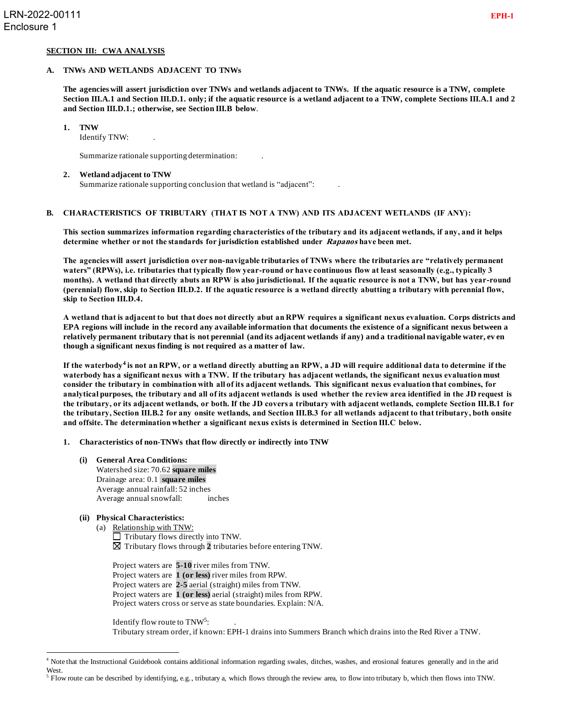## SECTION III: CWA ANALYSIS

### A. TNWs AND WETLANDS ADJACENT TO TNWs

**The agencies will assert jurisdiction over TNWs and wetlands adjacent to TNWs. If the aquatic resource is a TNW, complete Section III.A.1 and Section III.D.1. only; if the aquatic resource is a wetland adjacent to a TNW, complete Sections III.A.1 and 2 and Section III.D.1.; otherwise, see Section III.B below.**

1. **TNW**
   Identify TNW: .

   Summarize rationale supporting determination: .

2. **Wetland adjacent to TNW**
   Summarize rationale supporting conclusion that wetland is "adjacent": .

### B. CHARACTERISTICS OF TRIBUTARY (THAT IS NOT A TNW) AND ITS ADJACENT WETLANDS (IF ANY):

**This section summarizes information regarding characteristics of the tributary and its adjacent wetlands, if any, and it helps determine whether or not the standards for jurisdiction established under *Rapanos* have been met.**

**The agencies will assert jurisdiction over non-navigable tributaries of TNWs where the tributaries are "relatively permanent waters" (RPWs), i.e. tributaries that typically flow year-round or have continuous flow at least seasonally (e.g., typically 3 months). A wetland that directly abuts an RPW is also jurisdictional. If the aquatic resource is not a TNW, but has year-round (perennial) flow, skip to Section III.D.2. If the aquatic resource is a wetland directly abutting a tributary with perennial flow, skip to Section III.D.4.**

**A wetland that is adjacent to but that does not directly abut an RPW requires a significant nexus evaluation. Corps districts and EPA regions will include in the record any available information that documents the existence of a significant nexus between a relatively permanent tributary that is not perennial (and its adjacent wetlands if any) and a traditional navigable water, even though a significant nexus finding is not required as a matter of law.**

**If the waterbody[4] is not an RPW, or a wetland directly abutting an RPW, a JD will require additional data to determine if the waterbody has a significant nexus with a TNW. If the tributary has adjacent wetlands, the significant nexus evaluation must consider the tributary in combination with all of its adjacent wetlands. This significant nexus evaluation that combines, for analytical purposes, the tributary and all of its adjacent wetlands is used whether the review area identified in the JD request is the tributary, or its adjacent wetlands, or both. If the JD covers a tributary with adjacent wetlands, complete Section III.B.1 for the tributary, Section III.B.2 for any onsite wetlands, and Section III.B.3 for all wetlands adjacent to that tributary, both onsite and offsite. The determination whether a significant nexus exists is determined in Section III.C below.**

1. **Characteristics of non-TNWs that flow directly or indirectly into TNW**

   **(i) General Area Conditions:**
   Watershed size: 70.62 **square miles**
   Drainage area: 0.1 **square miles**
   Average annual rainfall: 52 inches
   Average annual snowfall: inches

   **(ii) Physical Characteristics:**
   (a) Relationship with TNW:
   ☐ Tributary flows directly into TNW.
   ☒ Tributary flows through **2** tributaries before entering TNW.

   Project waters are **5-10** river miles from TNW.
   Project waters are **1 (or less)** river miles from RPW.
   Project waters are **2-5** aerial (straight) miles from TNW.
   Project waters are **1 (or less)** aerial (straight) miles from RPW.
   Project waters cross or serve as state boundaries. Explain: N/A.

   Identify flow route to TNW[5]: .
   Tributary stream order, if known: EPH-1 drains into Summers Branch which drains into the Red River a TNW.

---

[4] Note that the Instructional Guidebook contains additional information regarding swales, ditches, washes, and erosional features generally and in the arid West.

[5] Flow route can be described by identifying, e.g., tributary a, which flows through the review area, to flow into tributary b, which then flows into TNW.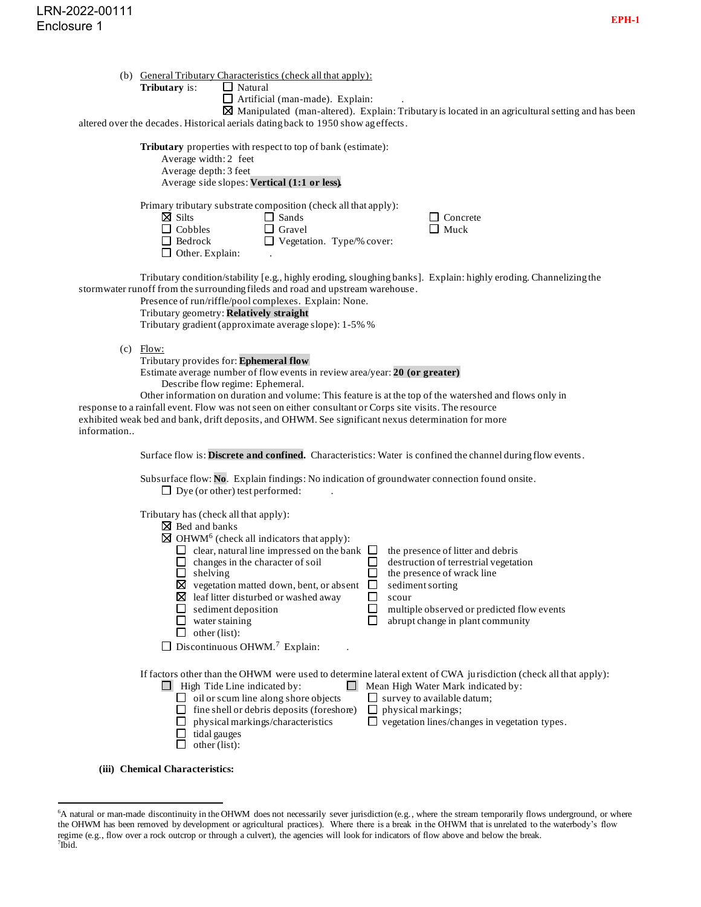(b) General Tributary Characteristics (check all that apply):

**Tributary** is:
- ☐ Natural
- ☐ Artificial (man-made). Explain: .
- ☒ Manipulated (man-altered). Explain: Tributary is located in an agricultural setting and has been altered over the decades. Historical aerials dating back to 1950 show ag effects.

**Tributary** properties with respect to top of bank (estimate):
- Average width: 2 feet
- Average depth: 3 feet
- Average side slopes: **Vertical (1:1 or less)**.

Primary tributary substrate composition (check all that apply):

- ☒ Silts
- ☐ Sands
- ☐ Concrete
- ☐ Cobbles
- ☐ Gravel
- ☐ Muck
- ☐ Bedrock
- ☐ Vegetation. Type/% cover:
- ☐ Other. Explain: .

Tributary condition/stability [e.g., highly eroding, sloughing banks]. Explain: highly eroding. Channelizing the stormwater runoff from the surrounding fileds and road and upstream warehouse.

Presence of run/riffle/pool complexes. Explain: None.

Tributary geometry: **Relatively straight**

Tributary gradient (approximate average slope): 1-5% %

(c) Flow:

Tributary provides for: **Ephemeral flow**

Estimate average number of flow events in review area/year: **20 (or greater)**

Describe flow regime: Ephemeral.

Other information on duration and volume: This feature is at the top of the watershed and flows only in response to a rainfall event. Flow was not seen on either consultant or Corps site visits. The resource exhibited weak bed and bank, drift deposits, and OHWM. See significant nexus determination for more information..

Surface flow is: **Discrete and confined.** Characteristics: Water is confined the channel during flow events.

Subsurface flow: **No**. Explain findings: No indication of groundwater connection found onsite.
- ☐ Dye (or other) test performed: .

Tributary has (check all that apply):
- ☒ Bed and banks
- ☒ OHWM[6] (check all indicators that apply):
  - ☐ clear, natural line impressed on the bank
  - ☐ changes in the character of soil
  - ☐ shelving
  - ☒ vegetation matted down, bent, or absent
  - ☒ leaf litter disturbed or washed away
  - ☐ sediment deposition
  - ☐ water staining
  - ☐ other (list):
  - ☐ the presence of litter and debris
  - ☐ destruction of terrestrial vegetation
  - ☐ the presence of wrack line
  - ☐ sediment sorting
  - ☐ scour
  - ☐ multiple observed or predicted flow events
  - ☐ abrupt change in plant community
- ☐ Discontinuous OHWM.[7] Explain: .

If factors other than the OHWM were used to determine lateral extent of CWA jurisdiction (check all that apply):
- ☐ High Tide Line indicated by:
  - ☐ oil or scum line along shore objects
  - ☐ fine shell or debris deposits (foreshore)
  - ☐ physical markings/characteristics
  - ☐ tidal gauges
  - ☐ other (list):
- ☐ Mean High Water Mark indicated by:
  - ☐ survey to available datum;
  - ☐ physical markings;
  - ☐ vegetation lines/changes in vegetation types.

**(iii) Chemical Characteristics:**

---

[6]A natural or man-made discontinuity in the OHWM does not necessarily sever jurisdiction (e.g., where the stream temporarily flows underground, or where the OHWM has been removed by development or agricultural practices). Where there is a break in the OHWM that is unrelated to the waterbody's flow regime (e.g., flow over a rock outcrop or through a culvert), the agencies will look for indicators of flow above and below the break.

[7]Ibid.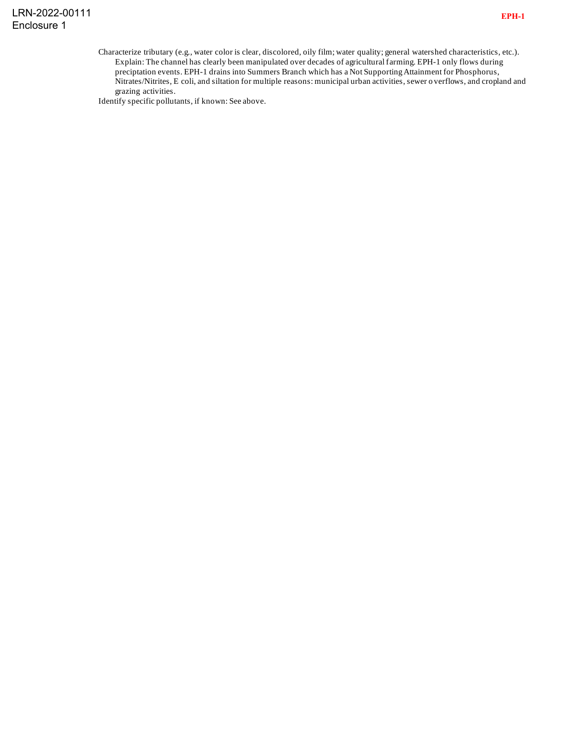Characterize tributary (e.g., water color is clear, discolored, oily film; water quality; general watershed characteristics, etc.).

Explain: The channel has clearly been manipulated over decades of agricultural farming. EPH-1 only flows during preciptation events. EPH-1 drains into Summers Branch which has a Not Supporting Attainment for Phosphorus, Nitrates/Nitrites, E coli, and siltation for multiple reasons: municipal urban activities, sewer overflows, and cropland and grazing activities.

Identify specific pollutants, if known: See above.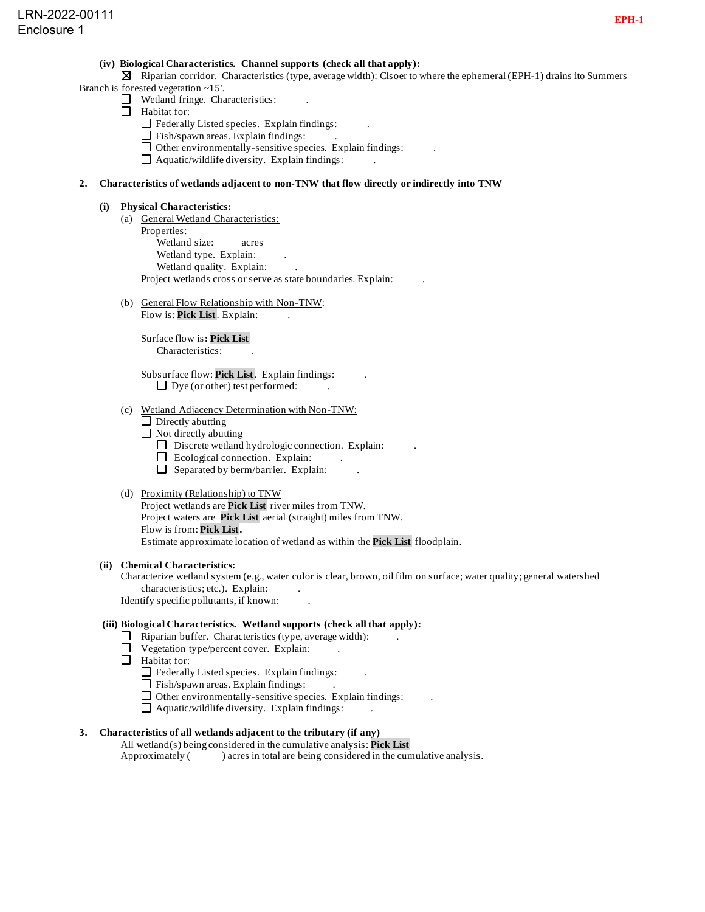LRN-2022-00111
Enclosure 1

**EPH-1**

**(iv) Biological Characteristics. Channel supports (check all that apply):**

☒ Riparian corridor. Characteristics (type, average width): Clsoer to where the ephemeral (EPH-1) drains ito Summers Branch is forested vegetation ~15'.

☐ Wetland fringe. Characteristics: .

☐ Habitat for:

- ☐ Federally Listed species. Explain findings: .
- ☐ Fish/spawn areas. Explain findings: .
- ☐ Other environmentally-sensitive species. Explain findings: .
- ☐ Aquatic/wildlife diversity. Explain findings: .

**2. Characteristics of wetlands adjacent to non-TNW that flow directly or indirectly into TNW**

**(i) Physical Characteristics:**

(a) General Wetland Characteristics:

Properties:

Wetland size: acres

Wetland type. Explain: .

Wetland quality. Explain: .

Project wetlands cross or serve as state boundaries. Explain: .

(b) General Flow Relationship with Non-TNW:

Flow is: **Pick List**. Explain: .

Surface flow is**: Pick List**

Characteristics: .

Subsurface flow: **Pick List**. Explain findings: .

☐ Dye (or other) test performed: .

(c) Wetland Adjacency Determination with Non-TNW:

☐ Directly abutting

☐ Not directly abutting

- ☐ Discrete wetland hydrologic connection. Explain: .
- ☐ Ecological connection. Explain: .
- ☐ Separated by berm/barrier. Explain: .

(d) Proximity (Relationship) to TNW

Project wetlands are **Pick List** river miles from TNW.

Project waters are **Pick List** aerial (straight) miles from TNW.

Flow is from: **Pick List.**

Estimate approximate location of wetland as within the **Pick List** floodplain.

**(ii) Chemical Characteristics:**

Characterize wetland system (e.g., water color is clear, brown, oil film on surface; water quality; general watershed characteristics; etc.). Explain: .

Identify specific pollutants, if known: .

**(iii) Biological Characteristics. Wetland supports (check all that apply):**

☐ Riparian buffer. Characteristics (type, average width): .

☐ Vegetation type/percent cover. Explain: .

☐ Habitat for:

- ☐ Federally Listed species. Explain findings: .
- ☐ Fish/spawn areas. Explain findings: .
- ☐ Other environmentally-sensitive species. Explain findings: .
- ☐ Aquatic/wildlife diversity. Explain findings: .

**3. Characteristics of all wetlands adjacent to the tributary (if any)**

All wetland(s) being considered in the cumulative analysis: **Pick List**

Approximately ( ) acres in total are being considered in the cumulative analysis.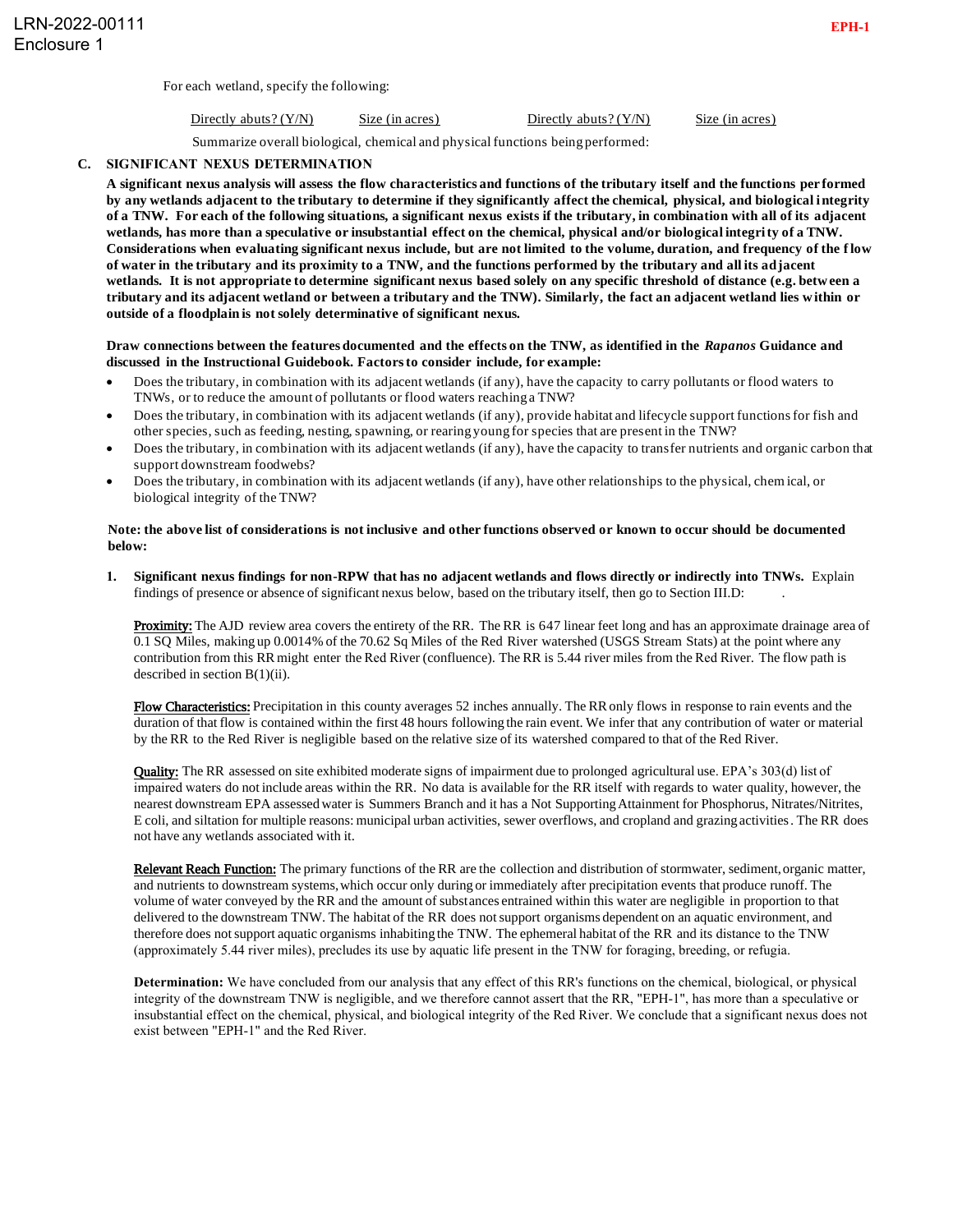For each wetland, specify the following:

| Directly abuts? (Y/N) | Size (in acres) | Directly abuts? (Y/N) | Size (in acres) |
|---|---|---|---|

Summarize overall biological, chemical and physical functions being performed:

## C. SIGNIFICANT NEXUS DETERMINATION

**A significant nexus analysis will assess the flow characteristics and functions of the tributary itself and the functions performed by any wetlands adjacent to the tributary to determine if they significantly affect the chemical, physical, and biological integrity of a TNW. For each of the following situations, a significant nexus exists if the tributary, in combination with all of its adjacent wetlands, has more than a speculative or insubstantial effect on the chemical, physical and/or biological integrity of a TNW. Considerations when evaluating significant nexus include, but are not limited to the volume, duration, and frequency of the flow of water in the tributary and its proximity to a TNW, and the functions performed by the tributary and all its adjacent wetlands. It is not appropriate to determine significant nexus based solely on any specific threshold of distance (e.g. between a tributary and its adjacent wetland or between a tributary and the TNW). Similarly, the fact an adjacent wetland lies within or outside of a floodplain is not solely determinative of significant nexus.**

**Draw connections between the features documented and the effects on the TNW, as identified in the *Rapanos* Guidance and discussed in the Instructional Guidebook. Factors to consider include, for example:**

- Does the tributary, in combination with its adjacent wetlands (if any), have the capacity to carry pollutants or flood waters to TNWs, or to reduce the amount of pollutants or flood waters reaching a TNW?
- Does the tributary, in combination with its adjacent wetlands (if any), provide habitat and lifecycle support functions for fish and other species, such as feeding, nesting, spawning, or rearing young for species that are present in the TNW?
- Does the tributary, in combination with its adjacent wetlands (if any), have the capacity to transfer nutrients and organic carbon that support downstream foodwebs?
- Does the tributary, in combination with its adjacent wetlands (if any), have other relationships to the physical, chemical, or biological integrity of the TNW?

**Note: the above list of considerations is not inclusive and other functions observed or known to occur should be documented below:**

1. **Significant nexus findings for non-RPW that has no adjacent wetlands and flows directly or indirectly into TNWs.** Explain findings of presence or absence of significant nexus below, based on the tributary itself, then go to Section III.D: .

   **Proximity:** The AJD review area covers the entirety of the RR. The RR is 647 linear feet long and has an approximate drainage area of 0.1 SQ Miles, making up 0.0014% of the 70.62 Sq Miles of the Red River watershed (USGS Stream Stats) at the point where any contribution from this RR might enter the Red River (confluence). The RR is 5.44 river miles from the Red River. The flow path is described in section B(1)(ii).

   **Flow Characteristics:** Precipitation in this county averages 52 inches annually. The RR only flows in response to rain events and the duration of that flow is contained within the first 48 hours following the rain event. We infer that any contribution of water or material by the RR to the Red River is negligible based on the relative size of its watershed compared to that of the Red River.

   **Quality:** The RR assessed on site exhibited moderate signs of impairment due to prolonged agricultural use. EPA's 303(d) list of impaired waters do not include areas within the RR. No data is available for the RR itself with regards to water quality, however, the nearest downstream EPA assessed water is Summers Branch and it has a Not Supporting Attainment for Phosphorus, Nitrates/Nitrites, E coli, and siltation for multiple reasons: municipal urban activities, sewer overflows, and cropland and grazing activities. The RR does not have any wetlands associated with it.

   **Relevant Reach Function:** The primary functions of the RR are the collection and distribution of stormwater, sediment, organic matter, and nutrients to downstream systems, which occur only during or immediately after precipitation events that produce runoff. The volume of water conveyed by the RR and the amount of substances entrained within this water are negligible in proportion to that delivered to the downstream TNW. The habitat of the RR does not support organisms dependent on an aquatic environment, and therefore does not support aquatic organisms inhabiting the TNW. The ephemeral habitat of the RR and its distance to the TNW (approximately 5.44 river miles), precludes its use by aquatic life present in the TNW for foraging, breeding, or refugia.

   **Determination:** We have concluded from our analysis that any effect of this RR's functions on the chemical, biological, or physical integrity of the downstream TNW is negligible, and we therefore cannot assert that the RR, "EPH-1", has more than a speculative or insubstantial effect on the chemical, physical, and biological integrity of the Red River. We conclude that a significant nexus does not exist between "EPH-1" and the Red River.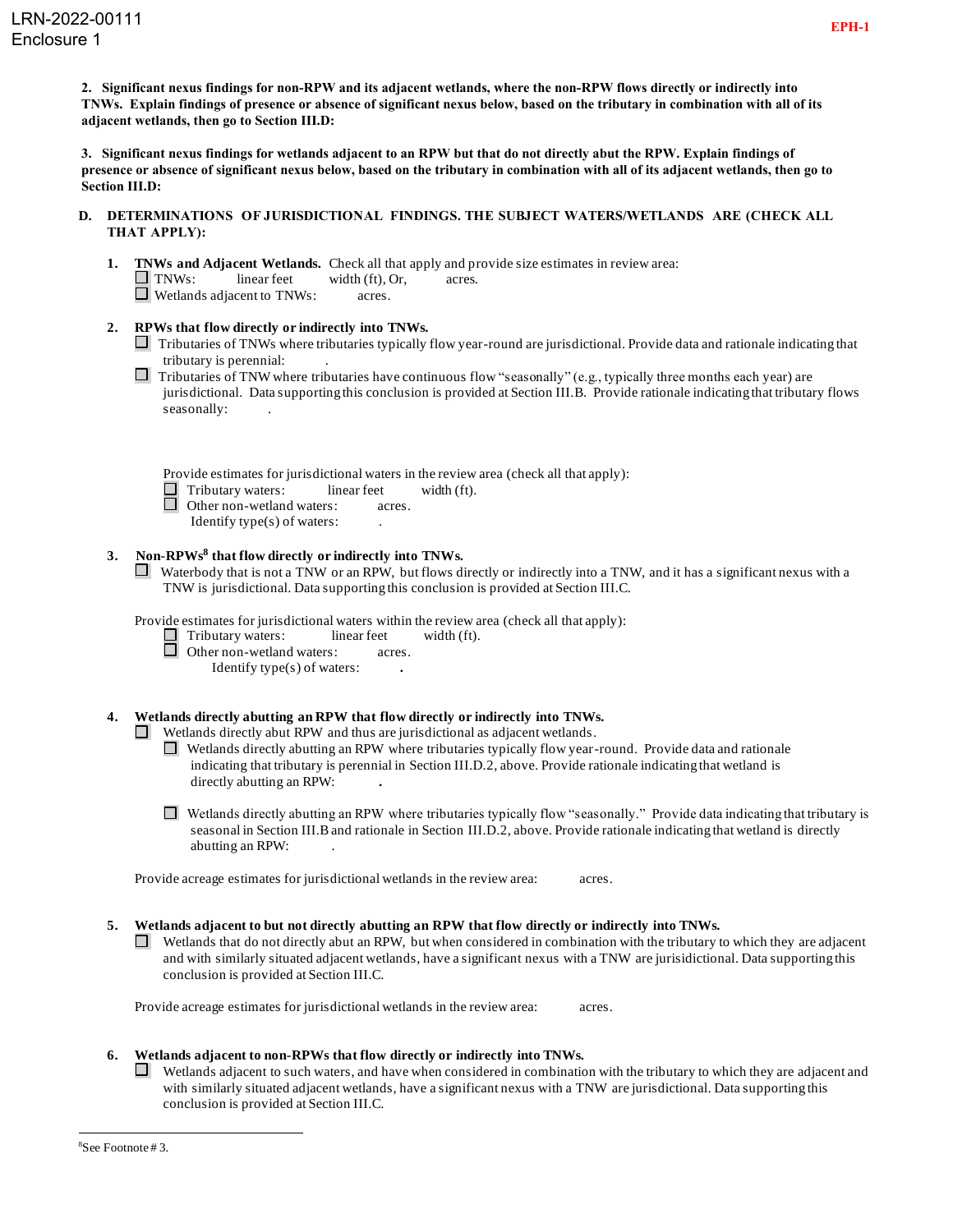**2. Significant nexus findings for non-RPW and its adjacent wetlands, where the non-RPW flows directly or indirectly into TNWs. Explain findings of presence or absence of significant nexus below, based on the tributary in combination with all of its adjacent wetlands, then go to Section III.D:**

**3. Significant nexus findings for wetlands adjacent to an RPW but that do not directly abut the RPW. Explain findings of presence or absence of significant nexus below, based on the tributary in combination with all of its adjacent wetlands, then go to Section III.D:**

**D. DETERMINATIONS OF JURISDICTIONAL FINDINGS. THE SUBJECT WATERS/WETLANDS ARE (CHECK ALL THAT APPLY):**

**1. TNWs and Adjacent Wetlands.** Check all that apply and provide size estimates in review area:

☐ TNWs: linear feet width (ft), Or, acres.

☐ Wetlands adjacent to TNWs: acres.

**2. RPWs that flow directly or indirectly into TNWs.**

☐ Tributaries of TNWs where tributaries typically flow year-round are jurisdictional. Provide data and rationale indicating that tributary is perennial: .

☐ Tributaries of TNW where tributaries have continuous flow "seasonally" (e.g., typically three months each year) are jurisdictional. Data supporting this conclusion is provided at Section III.B. Provide rationale indicating that tributary flows seasonally: .

Provide estimates for jurisdictional waters in the review area (check all that apply):

☐ Tributary waters: linear feet width (ft).

☐ Other non-wetland waters: acres.

Identify type(s) of waters: .

**3. Non-RPWs[8] that flow directly or indirectly into TNWs.**

☐ Waterbody that is not a TNW or an RPW, but flows directly or indirectly into a TNW, and it has a significant nexus with a TNW is jurisdictional. Data supporting this conclusion is provided at Section III.C.

Provide estimates for jurisdictional waters within the review area (check all that apply):

☐ Tributary waters: linear feet width (ft).

☐ Other non-wetland waters: acres.

Identify type(s) of waters: **.**

**4. Wetlands directly abutting an RPW that flow directly or indirectly into TNWs.**

☐ Wetlands directly abut RPW and thus are jurisdictional as adjacent wetlands.

☐ Wetlands directly abutting an RPW where tributaries typically flow year-round. Provide data and rationale indicating that tributary is perennial in Section III.D.2, above. Provide rationale indicating that wetland is directly abutting an RPW: **.**

☐ Wetlands directly abutting an RPW where tributaries typically flow "seasonally." Provide data indicating that tributary is seasonal in Section III.B and rationale in Section III.D.2, above. Provide rationale indicating that wetland is directly abutting an RPW: .

Provide acreage estimates for jurisdictional wetlands in the review area: acres.

**5. Wetlands adjacent to but not directly abutting an RPW that flow directly or indirectly into TNWs.**

☐ Wetlands that do not directly abut an RPW, but when considered in combination with the tributary to which they are adjacent and with similarly situated adjacent wetlands, have a significant nexus with a TNW are jurisidictional. Data supporting this conclusion is provided at Section III.C.

Provide acreage estimates for jurisdictional wetlands in the review area: acres.

**6. Wetlands adjacent to non-RPWs that flow directly or indirectly into TNWs.**

☐ Wetlands adjacent to such waters, and have when considered in combination with the tributary to which they are adjacent and with similarly situated adjacent wetlands, have a significant nexus with a TNW are jurisdictional. Data supporting this conclusion is provided at Section III.C.

---

[8]See Footnote # 3.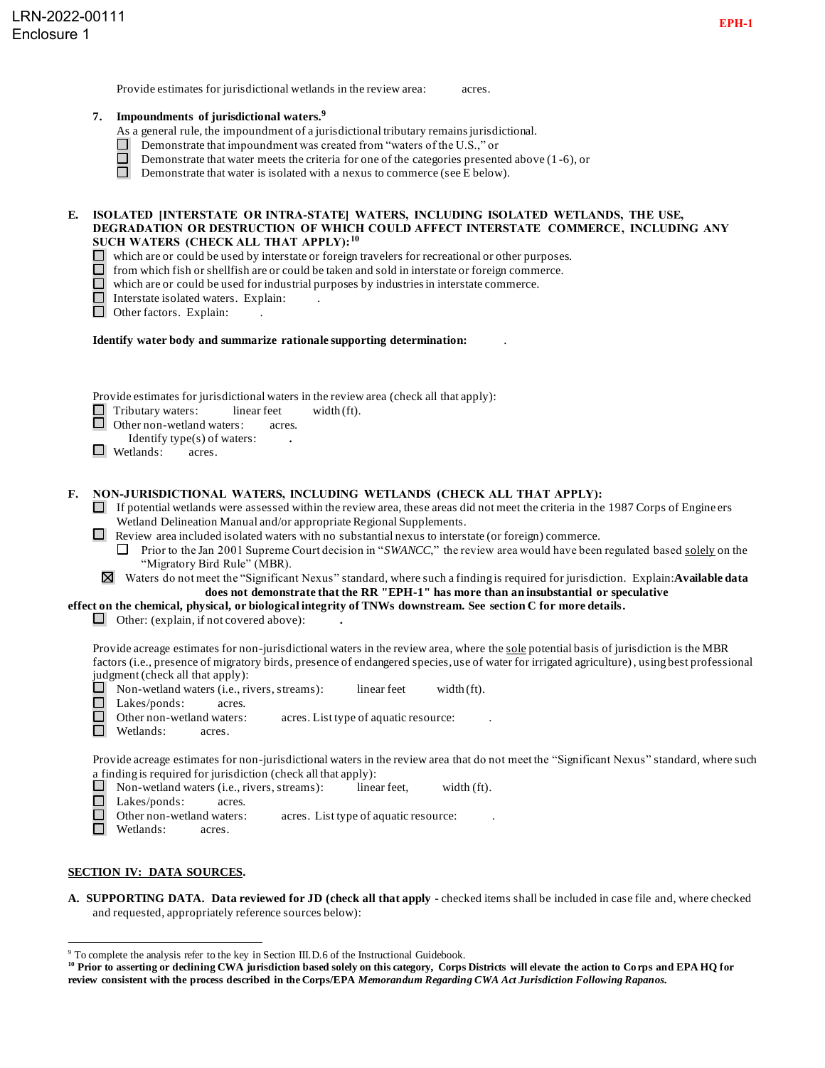Provide estimates for jurisdictional wetlands in the review area: acres.

**7. Impoundments of jurisdictional waters.**[9]

As a general rule, the impoundment of a jurisdictional tributary remains jurisdictional.

- ☐ Demonstrate that impoundment was created from "waters of the U.S.," or
- ☐ Demonstrate that water meets the criteria for one of the categories presented above (1-6), or
- ☐ Demonstrate that water is isolated with a nexus to commerce (see E below).

**E. ISOLATED [INTERSTATE OR INTRA-STATE] WATERS, INCLUDING ISOLATED WETLANDS, THE USE, DEGRADATION OR DESTRUCTION OF WHICH COULD AFFECT INTERSTATE COMMERCE, INCLUDING ANY SUCH WATERS (CHECK ALL THAT APPLY):**[10]

- ☐ which are or could be used by interstate or foreign travelers for recreational or other purposes.
- ☐ from which fish or shellfish are or could be taken and sold in interstate or foreign commerce.
- ☐ which are or could be used for industrial purposes by industries in interstate commerce.
- ☐ Interstate isolated waters. Explain: .
- ☐ Other factors. Explain: .

**Identify water body and summarize rationale supporting determination:** .

Provide estimates for jurisdictional waters in the review area (check all that apply):

- ☐ Tributary waters: linear feet width (ft).
- ☐ Other non-wetland waters: acres.
  Identify type(s) of waters: **.**
- ☐ Wetlands: acres.

**F. NON-JURISDICTIONAL WATERS, INCLUDING WETLANDS (CHECK ALL THAT APPLY):**

- ☐ If potential wetlands were assessed within the review area, these areas did not meet the criteria in the 1987 Corps of Engineers Wetland Delineation Manual and/or appropriate Regional Supplements.
- ☐ Review area included isolated waters with no substantial nexus to interstate (or foreign) commerce.
  - ☐ Prior to the Jan 2001 Supreme Court decision in "*SWANCC*," the review area would have been regulated based solely on the "Migratory Bird Rule" (MBR).
- ☒ Waters do not meet the "Significant Nexus" standard, where such a finding is required for jurisdiction. Explain: **Available data does not demonstrate that the RR "EPH-1" has more than an insubstantial or speculative effect on the chemical, physical, or biological integrity of TNWs downstream. See section C for more details.**
- ☐ Other: (explain, if not covered above): **.**

Provide acreage estimates for non-jurisdictional waters in the review area, where the sole potential basis of jurisdiction is the MBR factors (i.e., presence of migratory birds, presence of endangered species, use of water for irrigated agriculture), using best professional judgment (check all that apply):

- ☐ Non-wetland waters (i.e., rivers, streams): linear feet width (ft).
- ☐ Lakes/ponds: acres.
- ☐ Other non-wetland waters: acres. List type of aquatic resource: .
- ☐ Wetlands: acres.

Provide acreage estimates for non-jurisdictional waters in the review area that do not meet the "Significant Nexus" standard, where such a finding is required for jurisdiction (check all that apply):

- ☐ Non-wetland waters (i.e., rivers, streams): linear feet, width (ft).
- ☐ Lakes/ponds: acres.
- ☐ Other non-wetland waters: acres. List type of aquatic resource: .
- ☐ Wetlands: acres.

**SECTION IV: DATA SOURCES.**

**A. SUPPORTING DATA. Data reviewed for JD (check all that apply -** checked items shall be included in case file and, where checked and requested, appropriately reference sources below):

[9] To complete the analysis refer to the key in Section III.D.6 of the Instructional Guidebook.

[10] **Prior to asserting or declining CWA jurisdiction based solely on this category, Corps Districts will elevate the action to Corps and EPA HQ for review consistent with the process described in the Corps/EPA *Memorandum Regarding CWA Act Jurisdiction Following Rapanos.***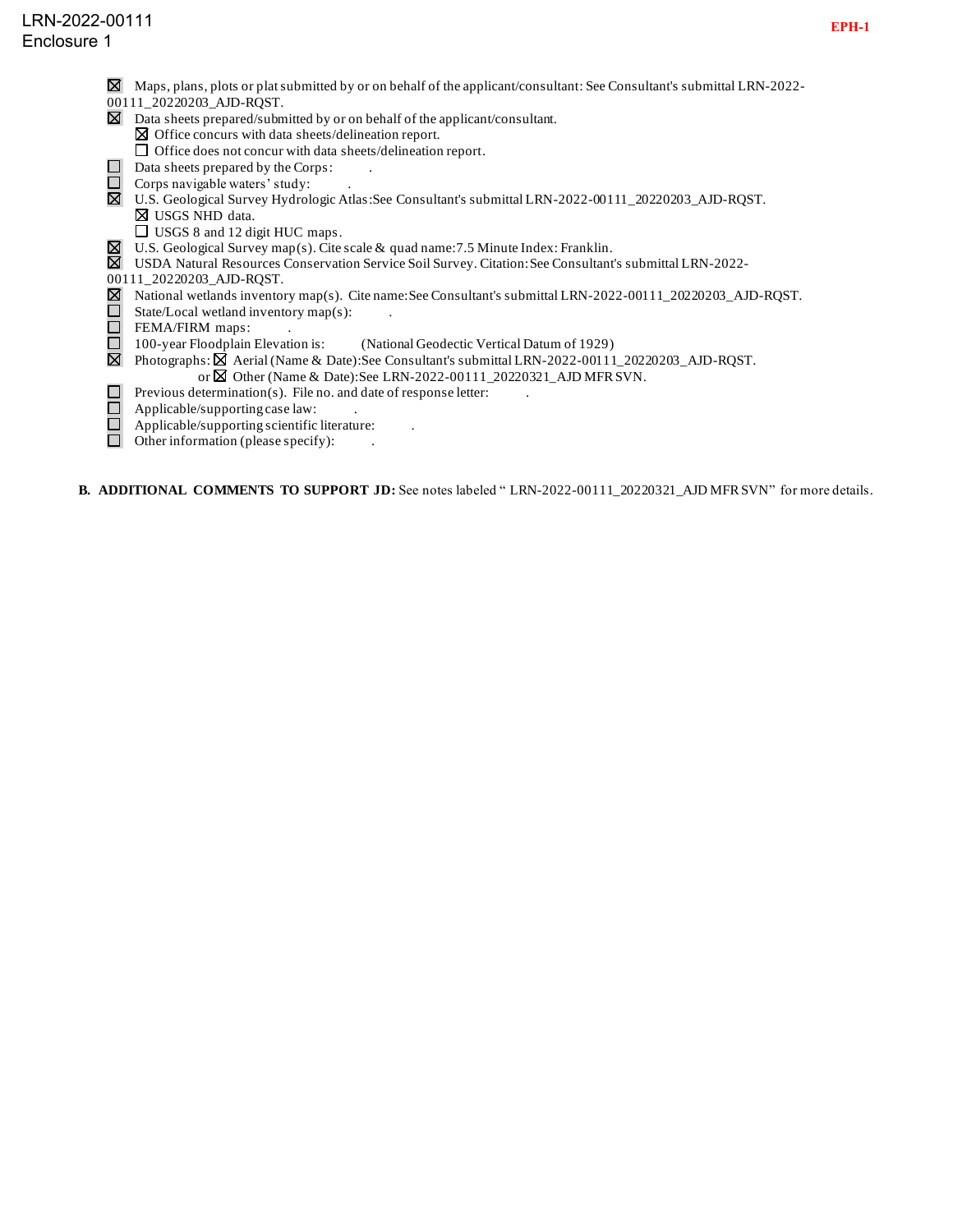LRN-2022-00111
Enclosure 1

EPH-1

- ☒ Maps, plans, plots or plat submitted by or on behalf of the applicant/consultant: See Consultant's submittal LRN-2022-00111_20220203_AJD-RQST.
- ☒ Data sheets prepared/submitted by or on behalf of the applicant/consultant.
  - ☒ Office concurs with data sheets/delineation report.
  - ☐ Office does not concur with data sheets/delineation report.
- ☐ Data sheets prepared by the Corps: .
- ☐ Corps navigable waters' study: .
- ☒ U.S. Geological Survey Hydrologic Atlas:See Consultant's submittal LRN-2022-00111_20220203_AJD-RQST.
  - ☒ USGS NHD data.
  - ☐ USGS 8 and 12 digit HUC maps.
- ☒ U.S. Geological Survey map(s). Cite scale & quad name:7.5 Minute Index: Franklin.
- ☒ USDA Natural Resources Conservation Service Soil Survey. Citation:See Consultant's submittal LRN-2022-00111_20220203_AJD-RQST.
- ☒ National wetlands inventory map(s). Cite name:See Consultant's submittal LRN-2022-00111_20220203_AJD-RQST.
- ☐ State/Local wetland inventory map(s): .
- ☐ FEMA/FIRM maps: .
- ☐ 100-year Floodplain Elevation is: (National Geodectic Vertical Datum of 1929)
- ☒ Photographs: ☒ Aerial (Name & Date):See Consultant's submittal LRN-2022-00111_20220203_AJD-RQST.
  or ☒ Other (Name & Date):See LRN-2022-00111_20220321_AJD MFR SVN.
- ☐ Previous determination(s). File no. and date of response letter: .
- ☐ Applicable/supporting case law: .
- ☐ Applicable/supporting scientific literature: .
- ☐ Other information (please specify): .

**B. ADDITIONAL COMMENTS TO SUPPORT JD:** See notes labeled " LRN-2022-00111_20220321_AJD MFR SVN" for more details.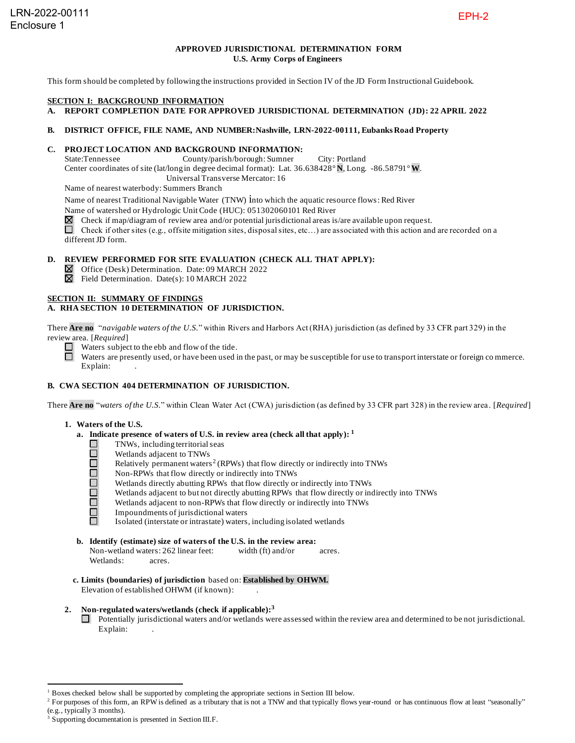LRN-2022-00111
Enclosure 1

EPH-2

**APPROVED JURISDICTIONAL DETERMINATION FORM**
**U.S. Army Corps of Engineers**

This form should be completed by following the instructions provided in Section IV of the JD Form Instructional Guidebook.

## SECTION I: BACKGROUND INFORMATION

**A. REPORT COMPLETION DATE FOR APPROVED JURISDICTIONAL DETERMINATION (JD): 22 APRIL 2022**

**B. DISTRICT OFFICE, FILE NAME, AND NUMBER: Nashville, LRN-2022-00111, Eubanks Road Property**

**C. PROJECT LOCATION AND BACKGROUND INFORMATION:**

State: Tennessee County/parish/borough: Sumner City: Portland
Center coordinates of site (lat/long in degree decimal format): Lat. 36.638428° **N**, Long. -86.58791° **W**.
Universal Transverse Mercator: 16
Name of nearest waterbody: Summers Branch
Name of nearest Traditional Navigable Water (TNW) into which the aquatic resource flows: Red River
Name of watershed or Hydrologic Unit Code (HUC): 051302060101 Red River

☒ Check if map/diagram of review area and/or potential jurisdictional areas is/are available upon request.
☐ Check if other sites (e.g., offsite mitigation sites, disposal sites, etc…) are associated with this action and are recorded on a different JD form.

**D. REVIEW PERFORMED FOR SITE EVALUATION (CHECK ALL THAT APPLY):**

☒ Office (Desk) Determination. Date: 09 MARCH 2022
☒ Field Determination. Date(s): 10 MARCH 2022

## SECTION II: SUMMARY OF FINDINGS

**A. RHA SECTION 10 DETERMINATION OF JURISDICTION.**

There **Are no** "*navigable waters of the U.S.*" within Rivers and Harbors Act (RHA) jurisdiction (as defined by 33 CFR part 329) in the review area. [*Required*]

☐ Waters subject to the ebb and flow of the tide.
☐ Waters are presently used, or have been used in the past, or may be susceptible for use to transport interstate or foreign commerce.
Explain: .

**B. CWA SECTION 404 DETERMINATION OF JURISDICTION.**

There **Are no** "*waters of the U.S.*" within Clean Water Act (CWA) jurisdiction (as defined by 33 CFR part 328) in the review area. [*Required*]

1. **Waters of the U.S.**

   a. **Indicate presence of waters of U.S. in review area (check all that apply):** [1]

   ☐ TNWs, including territorial seas
   ☐ Wetlands adjacent to TNWs
   ☐ Relatively permanent waters[2] (RPWs) that flow directly or indirectly into TNWs
   ☐ Non-RPWs that flow directly or indirectly into TNWs
   ☐ Wetlands directly abutting RPWs that flow directly or indirectly into TNWs
   ☐ Wetlands adjacent to but not directly abutting RPWs that flow directly or indirectly into TNWs
   ☐ Wetlands adjacent to non-RPWs that flow directly or indirectly into TNWs
   ☐ Impoundments of jurisdictional waters
   ☐ Isolated (interstate or intrastate) waters, including isolated wetlands

   b. **Identify (estimate) size of waters of the U.S. in the review area:**
   Non-wetland waters: 262 linear feet: width (ft) and/or acres.
   Wetlands: acres.

   c. **Limits (boundaries) of jurisdiction** based on: **Established by OHWM.**
   Elevation of established OHWM (if known): .

2. **Non-regulated waters/wetlands (check if applicable):**[3]

   ☐ Potentially jurisdictional waters and/or wetlands were assessed within the review area and determined to be not jurisdictional.
   Explain: .

---

[1] Boxes checked below shall be supported by completing the appropriate sections in Section III below.
[2] For purposes of this form, an RPW is defined as a tributary that is not a TNW and that typically flows year-round or has continuous flow at least "seasonally" (e.g., typically 3 months).
[3] Supporting documentation is presented in Section III.F.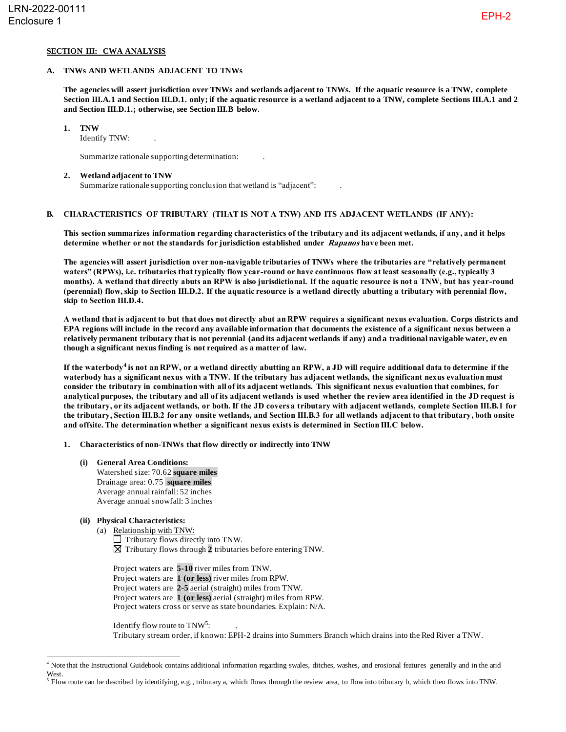## SECTION III: CWA ANALYSIS

**A. TNWs AND WETLANDS ADJACENT TO TNWs**

**The agencies will assert jurisdiction over TNWs and wetlands adjacent to TNWs. If the aquatic resource is a TNW, complete Section III.A.1 and Section III.D.1. only; if the aquatic resource is a wetland adjacent to a TNW, complete Sections III.A.1 and 2 and Section III.D.1.; otherwise, see Section III.B below.**

1. **TNW**
   Identify TNW: .

   Summarize rationale supporting determination: .

2. **Wetland adjacent to TNW**
   Summarize rationale supporting conclusion that wetland is "adjacent": .

**B. CHARACTERISTICS OF TRIBUTARY (THAT IS NOT A TNW) AND ITS ADJACENT WETLANDS (IF ANY):**

**This section summarizes information regarding characteristics of the tributary and its adjacent wetlands, if any, and it helps determine whether or not the standards for jurisdiction established under *Rapanos* have been met.**

**The agencies will assert jurisdiction over non-navigable tributaries of TNWs where the tributaries are "relatively permanent waters" (RPWs), i.e. tributaries that typically flow year-round or have continuous flow at least seasonally (e.g., typically 3 months). A wetland that directly abuts an RPW is also jurisdictional. If the aquatic resource is not a TNW, but has year-round (perennial) flow, skip to Section III.D.2. If the aquatic resource is a wetland directly abutting a tributary with perennial flow, skip to Section III.D.4.**

**A wetland that is adjacent to but that does not directly abut an RPW requires a significant nexus evaluation. Corps districts and EPA regions will include in the record any available information that documents the existence of a significant nexus between a relatively permanent tributary that is not perennial (and its adjacent wetlands if any) and a traditional navigable water, even though a significant nexus finding is not required as a matter of law.**

**If the waterbody[4] is not an RPW, or a wetland directly abutting an RPW, a JD will require additional data to determine if the waterbody has a significant nexus with a TNW. If the tributary has adjacent wetlands, the significant nexus evaluation must consider the tributary in combination with all of its adjacent wetlands. This significant nexus evaluation that combines, for analytical purposes, the tributary and all of its adjacent wetlands is used whether the review area identified in the JD request is the tributary, or its adjacent wetlands, or both. If the JD covers a tributary with adjacent wetlands, complete Section III.B.1 for the tributary, Section III.B.2 for any onsite wetlands, and Section III.B.3 for all wetlands adjacent to that tributary, both onsite and offsite. The determination whether a significant nexus exists is determined in Section III.C below.**

1. **Characteristics of non-TNWs that flow directly or indirectly into TNW**

   **(i) General Area Conditions:**
   Watershed size: 70.62 **square miles**
   Drainage area: 0.75 **square miles**
   Average annual rainfall: 52 inches
   Average annual snowfall: 3 inches

   **(ii) Physical Characteristics:**
   (a) Relationship with TNW:
   ☐ Tributary flows directly into TNW.
   ☒ Tributary flows through **2** tributaries before entering TNW.

   Project waters are **5-10** river miles from TNW.
   Project waters are **1 (or less)** river miles from RPW.
   Project waters are **2-5** aerial (straight) miles from TNW.
   Project waters are **1 (or less)** aerial (straight) miles from RPW.
   Project waters cross or serve as state boundaries. Explain: N/A.

   Identify flow route to TNW[5]: .
   Tributary stream order, if known: EPH-2 drains into Summers Branch which drains into the Red River a TNW.

---

[4] Note that the Instructional Guidebook contains additional information regarding swales, ditches, washes, and erosional features generally and in the arid West.

[5] Flow route can be described by identifying, e.g., tributary a, which flows through the review area, to flow into tributary b, which then flows into TNW.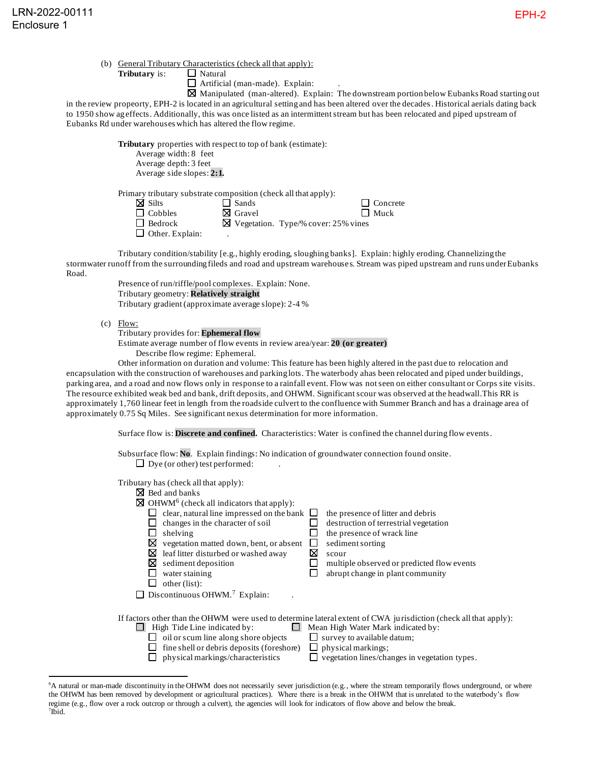LRN-2022-00111
Enclosure 1

EPH-2

(b) General Tributary Characteristics (check all that apply):

**Tributary** is:
☐ Natural
☐ Artificial (man-made). Explain: .
☒ Manipulated (man-altered). Explain: The downstream portion below Eubanks Road starting out in the review propeorty, EPH-2 is located in an agricultural setting and has been altered over the decades. Historical aerials dating back to 1950 show ag effects. Additionally, this was once listed as an intermittent stream but has been relocated and piped upstream of Eubanks Rd under warehouses which has altered the flow regime.

**Tributary** properties with respect to top of bank (estimate):
Average width: 8 feet
Average depth: 3 feet
Average side slopes: **2:1.**

Primary tributary substrate composition (check all that apply):

☒ Silts
☐ Sands
☐ Concrete
☐ Cobbles
☒ Gravel
☐ Muck
☐ Bedrock
☒ Vegetation. Type/% cover: 25% vines
☐ Other. Explain: .

Tributary condition/stability [e.g., highly eroding, sloughing banks]. Explain: highly eroding. Channelizing the stormwater runoff from the surrounding fileds and road and upstream warehouses. Stream was piped upstream and runs under Eubanks Road.

Presence of run/riffle/pool complexes. Explain: None.
Tributary geometry: **Relatively straight**
Tributary gradient (approximate average slope): 2-4 %

(c) Flow:

Tributary provides for: **Ephemeral flow**
Estimate average number of flow events in review area/year: **20 (or greater)**
Describe flow regime: Ephemeral.
Other information on duration and volume: This feature has been highly altered in the past due to relocation and encapsulation with the construction of warehouses and parking lots. The waterbody ahas been relocated and piped under buildings, parking area, and a road and now flows only in response to a rainfall event. Flow was not seen on either consultant or Corps site visits. The resource exhibited weak bed and bank, drift deposits, and OHWM. Significant scour was observed at the headwall.This RR is approximately 1,760 linear feet in length from the roadside culvert to the confluence with Summer Branch and has a drainage area of approximately 0.75 Sq Miles. See significant nexus determination for more information.

Surface flow is: **Discrete and confined.** Characteristics: Water is confined the channel during flow events.

Subsurface flow: **No**. Explain findings: No indication of groundwater connection found onsite.
☐ Dye (or other) test performed: .

Tributary has (check all that apply):
☒ Bed and banks
☒ OHWM[6] (check all indicators that apply):

☐ clear, natural line impressed on the bank
☐ changes in the character of soil
☐ shelving
☒ vegetation matted down, bent, or absent
☒ leaf litter disturbed or washed away
☒ sediment deposition
☐ water staining
☐ other (list):
☐ the presence of litter and debris
☐ destruction of terrestrial vegetation
☐ the presence of wrack line
☐ sediment sorting
☒ scour
☐ multiple observed or predicted flow events
☐ abrupt change in plant community

☐ Discontinuous OHWM.[7] Explain: .

If factors other than the OHWM were used to determine lateral extent of CWA jurisdiction (check all that apply):

☐ High Tide Line indicated by:
☐ oil or scum line along shore objects
☐ fine shell or debris deposits (foreshore)
☐ physical markings/characteristics

☐ Mean High Water Mark indicated by:
☐ survey to available datum;
☐ physical markings;
☐ vegetation lines/changes in vegetation types.

---

[6]A natural or man-made discontinuity in the OHWM does not necessarily sever jurisdiction (e.g., where the stream temporarily flows underground, or where the OHWM has been removed by development or agricultural practices). Where there is a break in the OHWM that is unrelated to the waterbody's flow regime (e.g., flow over a rock outcrop or through a culvert), the agencies will look for indicators of flow above and below the break.
[7]Ibid.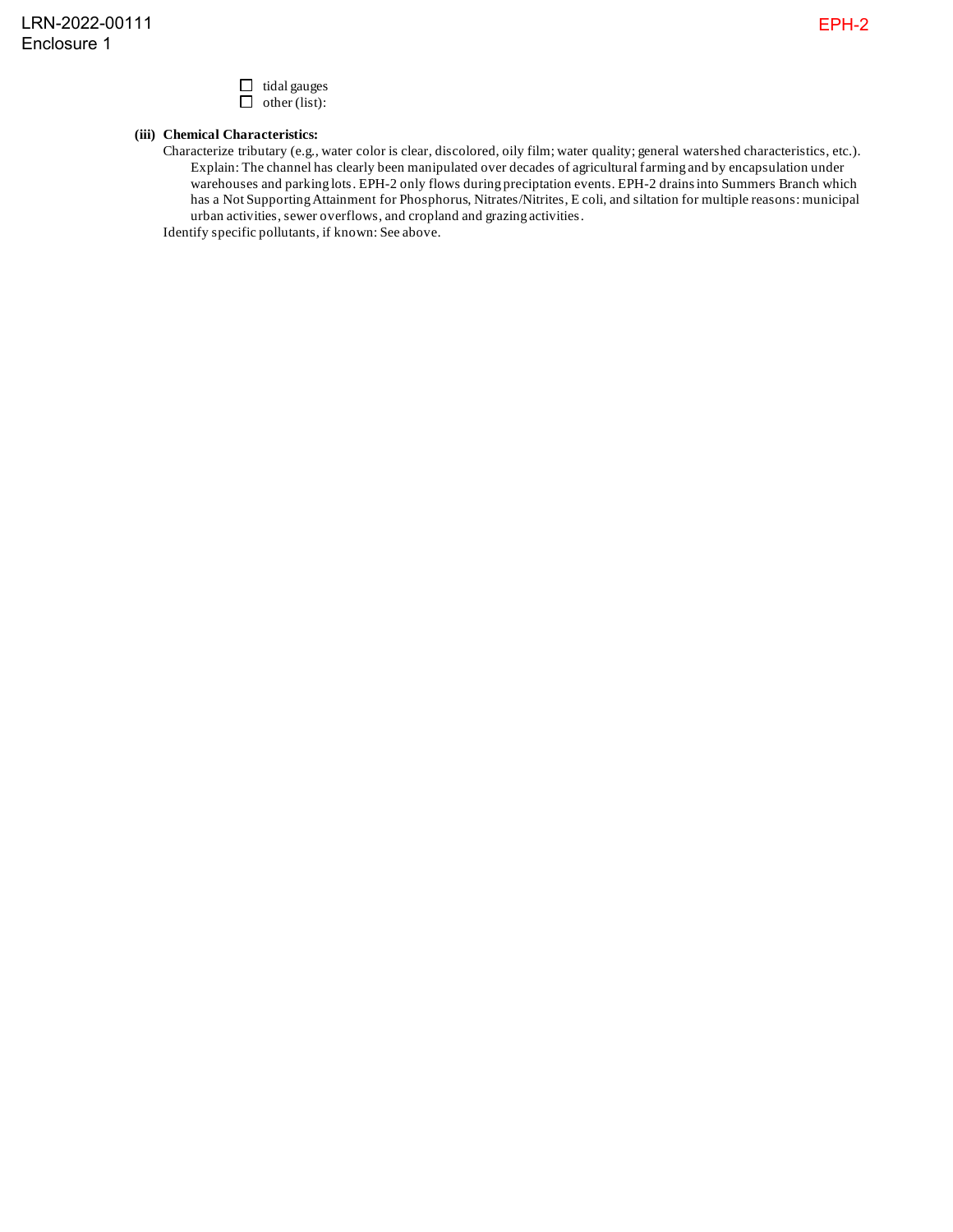☐ tidal gauges
☐ other (list):

**(iii) Chemical Characteristics:**

Characterize tributary (e.g., water color is clear, discolored, oily film; water quality; general watershed characteristics, etc.).

Explain: The channel has clearly been manipulated over decades of agricultural farming and by encapsulation under warehouses and parking lots. EPH-2 only flows during preciptation events. EPH-2 drains into Summers Branch which has a Not Supporting Attainment for Phosphorus, Nitrates/Nitrites, E coli, and siltation for multiple reasons: municipal urban activities, sewer overflows, and cropland and grazing activities.

Identify specific pollutants, if known: See above.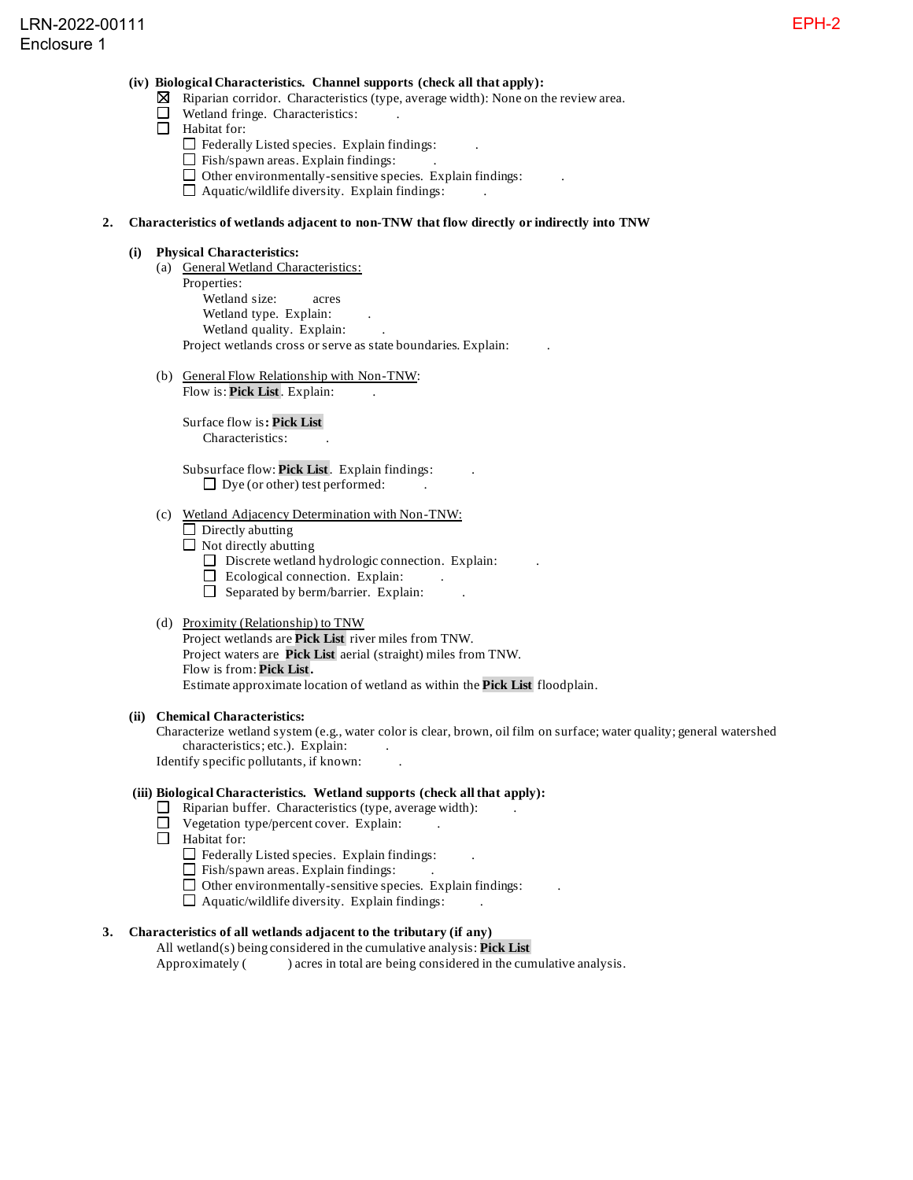LRN-2022-00111
Enclosure 1

EPH-2

**(iv) Biological Characteristics. Channel supports (check all that apply):**

- ☒ Riparian corridor. Characteristics (type, average width): None on the review area.
- ☐ Wetland fringe. Characteristics: .
- ☐ Habitat for:
  - ☐ Federally Listed species. Explain findings: .
  - ☐ Fish/spawn areas. Explain findings: .
  - ☐ Other environmentally-sensitive species. Explain findings: .
  - ☐ Aquatic/wildlife diversity. Explain findings: .

**2. Characteristics of wetlands adjacent to non-TNW that flow directly or indirectly into TNW**

**(i) Physical Characteristics:**

(a) General Wetland Characteristics:

Properties:

Wetland size: acres

Wetland type. Explain: .

Wetland quality. Explain: .

Project wetlands cross or serve as state boundaries. Explain: .

(b) General Flow Relationship with Non-TNW:

Flow is: **Pick List**. Explain: .

Surface flow is**: Pick List**

Characteristics: .

Subsurface flow: **Pick List**. Explain findings: .

☐ Dye (or other) test performed: .

(c) Wetland Adjacency Determination with Non-TNW:

- ☐ Directly abutting
- ☐ Not directly abutting
  - ☐ Discrete wetland hydrologic connection. Explain: .
  - ☐ Ecological connection. Explain: .
  - ☐ Separated by berm/barrier. Explain: .

(d) Proximity (Relationship) to TNW

Project wetlands are **Pick List** river miles from TNW.

Project waters are **Pick List** aerial (straight) miles from TNW.

Flow is from: **Pick List.**

Estimate approximate location of wetland as within the **Pick List** floodplain.

**(ii) Chemical Characteristics:**

Characterize wetland system (e.g., water color is clear, brown, oil film on surface; water quality; general watershed characteristics; etc.). Explain: .

Identify specific pollutants, if known: .

**(iii) Biological Characteristics. Wetland supports (check all that apply):**

- ☐ Riparian buffer. Characteristics (type, average width): .
- ☐ Vegetation type/percent cover. Explain: .
- ☐ Habitat for:
  - ☐ Federally Listed species. Explain findings: .
  - ☐ Fish/spawn areas. Explain findings: .
  - ☐ Other environmentally-sensitive species. Explain findings: .
  - ☐ Aquatic/wildlife diversity. Explain findings: .

**3. Characteristics of all wetlands adjacent to the tributary (if any)**

All wetland(s) being considered in the cumulative analysis: **Pick List**

Approximately ( ) acres in total are being considered in the cumulative analysis.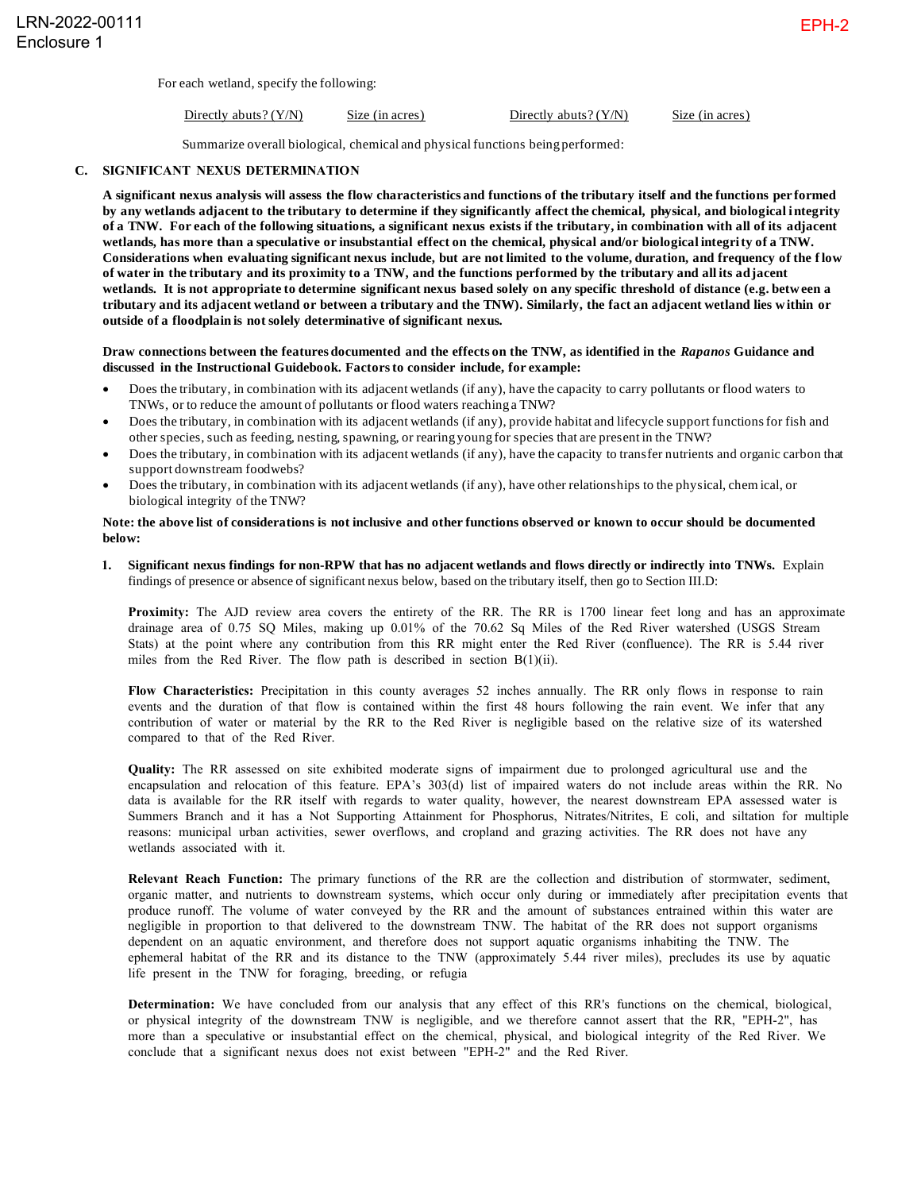For each wetland, specify the following:

| Directly abuts? (Y/N) | Size (in acres) | Directly abuts? (Y/N) | Size (in acres) |
|---|---|---|---|

Summarize overall biological, chemical and physical functions being performed:

## C. SIGNIFICANT NEXUS DETERMINATION

**A significant nexus analysis will assess the flow characteristics and functions of the tributary itself and the functions performed by any wetlands adjacent to the tributary to determine if they significantly affect the chemical, physical, and biological integrity of a TNW. For each of the following situations, a significant nexus exists if the tributary, in combination with all of its adjacent wetlands, has more than a speculative or insubstantial effect on the chemical, physical and/or biological integrity of a TNW. Considerations when evaluating significant nexus include, but are not limited to the volume, duration, and frequency of the flow of water in the tributary and its proximity to a TNW, and the functions performed by the tributary and all its adjacent wetlands. It is not appropriate to determine significant nexus based solely on any specific threshold of distance (e.g. between a tributary and its adjacent wetland or between a tributary and the TNW). Similarly, the fact an adjacent wetland lies within or outside of a floodplain is not solely determinative of significant nexus.**

**Draw connections between the features documented and the effects on the TNW, as identified in the *Rapanos* Guidance and discussed in the Instructional Guidebook. Factors to consider include, for example:**

- Does the tributary, in combination with its adjacent wetlands (if any), have the capacity to carry pollutants or flood waters to TNWs, or to reduce the amount of pollutants or flood waters reaching a TNW?
- Does the tributary, in combination with its adjacent wetlands (if any), provide habitat and lifecycle support functions for fish and other species, such as feeding, nesting, spawning, or rearing young for species that are present in the TNW?
- Does the tributary, in combination with its adjacent wetlands (if any), have the capacity to transfer nutrients and organic carbon that support downstream foodwebs?
- Does the tributary, in combination with its adjacent wetlands (if any), have other relationships to the physical, chemical, or biological integrity of the TNW?

**Note: the above list of considerations is not inclusive and other functions observed or known to occur should be documented below:**

1. **Significant nexus findings for non-RPW that has no adjacent wetlands and flows directly or indirectly into TNWs.** Explain findings of presence or absence of significant nexus below, based on the tributary itself, then go to Section III.D:

   **Proximity:** The AJD review area covers the entirety of the RR. The RR is 1700 linear feet long and has an approximate drainage area of 0.75 SQ Miles, making up 0.01% of the 70.62 Sq Miles of the Red River watershed (USGS Stream Stats) at the point where any contribution from this RR might enter the Red River (confluence). The RR is 5.44 river miles from the Red River. The flow path is described in section B(1)(ii).

   **Flow Characteristics:** Precipitation in this county averages 52 inches annually. The RR only flows in response to rain events and the duration of that flow is contained within the first 48 hours following the rain event. We infer that any contribution of water or material by the RR to the Red River is negligible based on the relative size of its watershed compared to that of the Red River.

   **Quality:** The RR assessed on site exhibited moderate signs of impairment due to prolonged agricultural use and the encapsulation and relocation of this feature. EPA's 303(d) list of impaired waters do not include areas within the RR. No data is available for the RR itself with regards to water quality, however, the nearest downstream EPA assessed water is Summers Branch and it has a Not Supporting Attainment for Phosphorus, Nitrates/Nitrites, E coli, and siltation for multiple reasons: municipal urban activities, sewer overflows, and cropland and grazing activities. The RR does not have any wetlands associated with it.

   **Relevant Reach Function:** The primary functions of the RR are the collection and distribution of stormwater, sediment, organic matter, and nutrients to downstream systems, which occur only during or immediately after precipitation events that produce runoff. The volume of water conveyed by the RR and the amount of substances entrained within this water are negligible in proportion to that delivered to the downstream TNW. The habitat of the RR does not support organisms dependent on an aquatic environment, and therefore does not support aquatic organisms inhabiting the TNW. The ephemeral habitat of the RR and its distance to the TNW (approximately 5.44 river miles), precludes its use by aquatic life present in the TNW for foraging, breeding, or refugia

   **Determination:** We have concluded from our analysis that any effect of this RR's functions on the chemical, biological, or physical integrity of the downstream TNW is negligible, and we therefore cannot assert that the RR, "EPH-2", has more than a speculative or insubstantial effect on the chemical, physical, and biological integrity of the Red River. We conclude that a significant nexus does not exist between "EPH-2" and the Red River.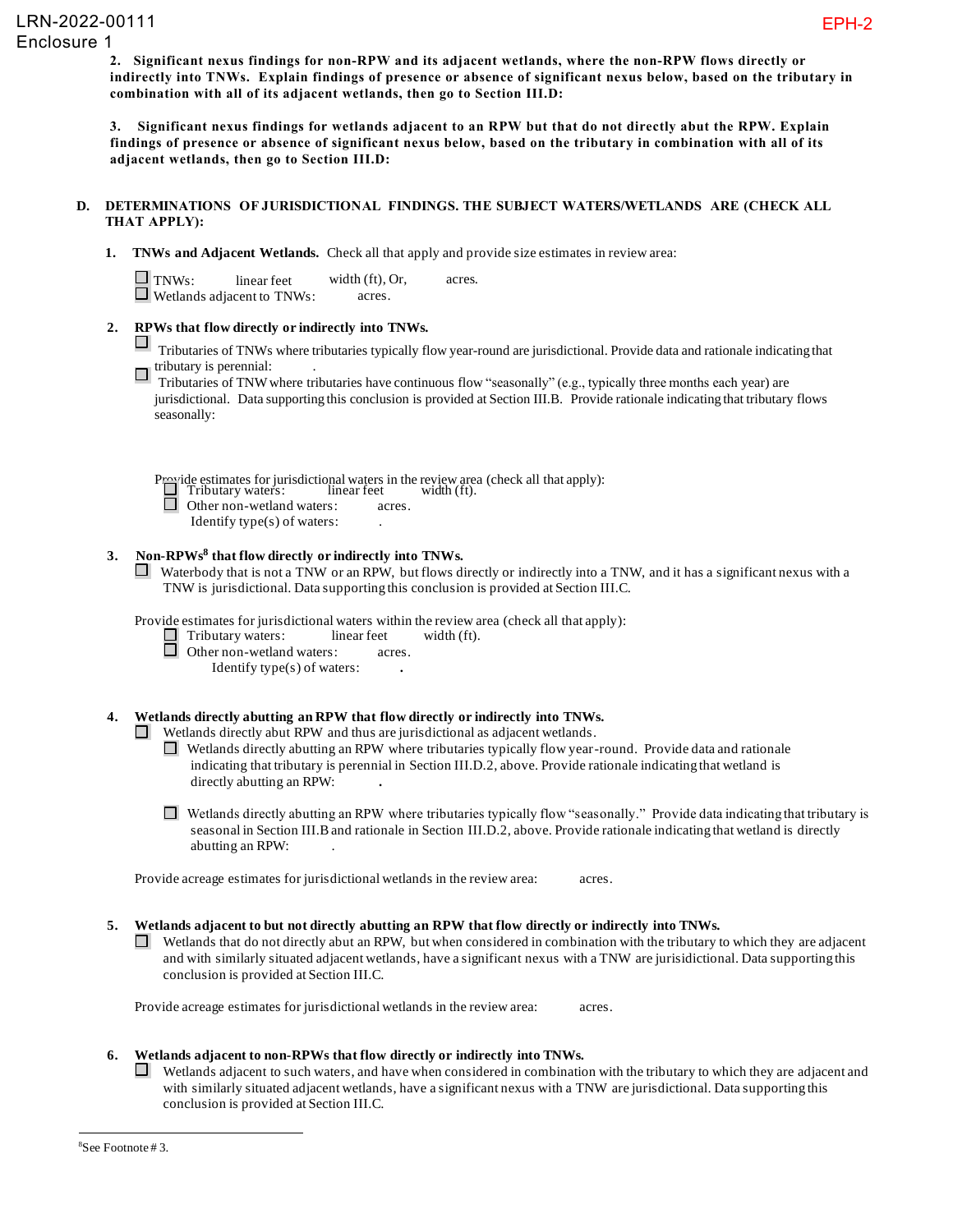**2. Significant nexus findings for non-RPW and its adjacent wetlands, where the non-RPW flows directly or indirectly into TNWs. Explain findings of presence or absence of significant nexus below, based on the tributary in combination with all of its adjacent wetlands, then go to Section III.D:**

**3. Significant nexus findings for wetlands adjacent to an RPW but that do not directly abut the RPW. Explain findings of presence or absence of significant nexus below, based on the tributary in combination with all of its adjacent wetlands, then go to Section III.D:**

**D. DETERMINATIONS OF JURISDICTIONAL FINDINGS. THE SUBJECT WATERS/WETLANDS ARE (CHECK ALL THAT APPLY):**

**1. TNWs and Adjacent Wetlands.** Check all that apply and provide size estimates in review area:

☐ TNWs: linear feet width (ft), Or, acres.
☐ Wetlands adjacent to TNWs: acres.

**2. RPWs that flow directly or indirectly into TNWs.**

☐ Tributaries of TNWs where tributaries typically flow year-round are jurisdictional. Provide data and rationale indicating that tributary is perennial: .

☐ Tributaries of TNW where tributaries have continuous flow "seasonally" (e.g., typically three months each year) are jurisdictional. Data supporting this conclusion is provided at Section III.B. Provide rationale indicating that tributary flows seasonally:

Provide estimates for jurisdictional waters in the review area (check all that apply):
☐ Tributary waters: linear feet width (ft).
☐ Other non-wetland waters: acres.
Identify type(s) of waters: .

**3. Non-RPWs[8] that flow directly or indirectly into TNWs.**

☐ Waterbody that is not a TNW or an RPW, but flows directly or indirectly into a TNW, and it has a significant nexus with a TNW is jurisdictional. Data supporting this conclusion is provided at Section III.C.

Provide estimates for jurisdictional waters within the review area (check all that apply):
☐ Tributary waters: linear feet width (ft).
☐ Other non-wetland waters: acres.
Identify type(s) of waters: **.**

**4. Wetlands directly abutting an RPW that flow directly or indirectly into TNWs.**

☐ Wetlands directly abut RPW and thus are jurisdictional as adjacent wetlands.
☐ Wetlands directly abutting an RPW where tributaries typically flow year-round. Provide data and rationale indicating that tributary is perennial in Section III.D.2, above. Provide rationale indicating that wetland is directly abutting an RPW: **.**

☐ Wetlands directly abutting an RPW where tributaries typically flow "seasonally." Provide data indicating that tributary is seasonal in Section III.B and rationale in Section III.D.2, above. Provide rationale indicating that wetland is directly abutting an RPW: .

Provide acreage estimates for jurisdictional wetlands in the review area: acres.

**5. Wetlands adjacent to but not directly abutting an RPW that flow directly or indirectly into TNWs.**

☐ Wetlands that do not directly abut an RPW, but when considered in combination with the tributary to which they are adjacent and with similarly situated adjacent wetlands, have a significant nexus with a TNW are jurisidictional. Data supporting this conclusion is provided at Section III.C.

Provide acreage estimates for jurisdictional wetlands in the review area: acres.

**6. Wetlands adjacent to non-RPWs that flow directly or indirectly into TNWs.**

☐ Wetlands adjacent to such waters, and have when considered in combination with the tributary to which they are adjacent and with similarly situated adjacent wetlands, have a significant nexus with a TNW are jurisdictional. Data supporting this conclusion is provided at Section III.C.

---

[8] See Footnote # 3.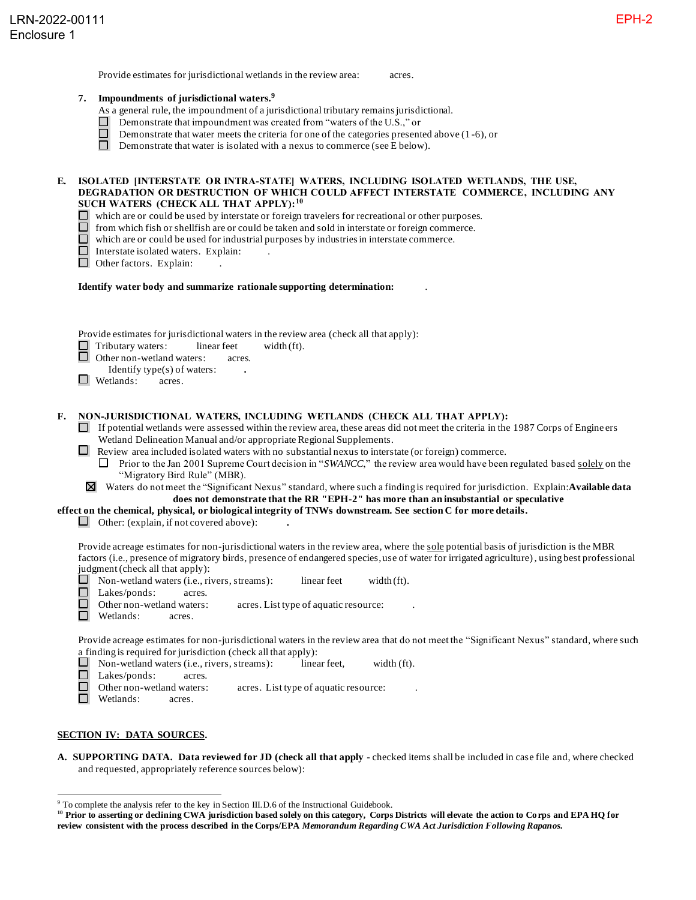Provide estimates for jurisdictional wetlands in the review area: acres.

**7. Impoundments of jurisdictional waters.**[9]

As a general rule, the impoundment of a jurisdictional tributary remains jurisdictional.

- ☐ Demonstrate that impoundment was created from "waters of the U.S.," or
- ☐ Demonstrate that water meets the criteria for one of the categories presented above (1-6), or
- ☐ Demonstrate that water is isolated with a nexus to commerce (see E below).

**E. ISOLATED [INTERSTATE OR INTRA-STATE] WATERS, INCLUDING ISOLATED WETLANDS, THE USE, DEGRADATION OR DESTRUCTION OF WHICH COULD AFFECT INTERSTATE COMMERCE, INCLUDING ANY SUCH WATERS (CHECK ALL THAT APPLY):**[10]

- ☐ which are or could be used by interstate or foreign travelers for recreational or other purposes.
- ☐ from which fish or shellfish are or could be taken and sold in interstate or foreign commerce.
- ☐ which are or could be used for industrial purposes by industries in interstate commerce.
- ☐ Interstate isolated waters. Explain: .
- ☐ Other factors. Explain: .

**Identify water body and summarize rationale supporting determination:** .

Provide estimates for jurisdictional waters in the review area (check all that apply):

- ☐ Tributary waters: linear feet width (ft).
- ☐ Other non-wetland waters: acres.
  Identify type(s) of waters: **.**
- ☐ Wetlands: acres.

**F. NON-JURISDICTIONAL WATERS, INCLUDING WETLANDS (CHECK ALL THAT APPLY):**

- ☐ If potential wetlands were assessed within the review area, these areas did not meet the criteria in the 1987 Corps of Engineers Wetland Delineation Manual and/or appropriate Regional Supplements.
- ☐ Review area included isolated waters with no substantial nexus to interstate (or foreign) commerce.
  - ☐ Prior to the Jan 2001 Supreme Court decision in "*SWANCC*," the review area would have been regulated based solely on the "Migratory Bird Rule" (MBR).
- ☒ Waters do not meet the "Significant Nexus" standard, where such a finding is required for jurisdiction. Explain:**Available data does not demonstrate that the RR "EPH-2" has more than an insubstantial or speculative effect on the chemical, physical, or biological integrity of TNWs downstream. See section C for more details.**
- ☐ Other: (explain, if not covered above): **.**

Provide acreage estimates for non-jurisdictional waters in the review area, where the sole potential basis of jurisdiction is the MBR factors (i.e., presence of migratory birds, presence of endangered species, use of water for irrigated agriculture), using best professional judgment (check all that apply):

- ☐ Non-wetland waters (i.e., rivers, streams): linear feet width (ft).
- ☐ Lakes/ponds: acres.
- ☐ Other non-wetland waters: acres. List type of aquatic resource: .
- ☐ Wetlands: acres.

Provide acreage estimates for non-jurisdictional waters in the review area that do not meet the "Significant Nexus" standard, where such a finding is required for jurisdiction (check all that apply):

- ☐ Non-wetland waters (i.e., rivers, streams): linear feet, width (ft).
- ☐ Lakes/ponds: acres.
- ☐ Other non-wetland waters: acres. List type of aquatic resource: .
- ☐ Wetlands: acres.

## SECTION IV: DATA SOURCES.

**A. SUPPORTING DATA. Data reviewed for JD (check all that apply -** checked items shall be included in case file and, where checked and requested, appropriately reference sources below):

---

[9] To complete the analysis refer to the key in Section III.D.6 of the Instructional Guidebook.

[10] **Prior to asserting or declining CWA jurisdiction based solely on this category, Corps Districts will elevate the action to Corps and EPA HQ for review consistent with the process described in the Corps/EPA *Memorandum Regarding CWA Act Jurisdiction Following Rapanos.***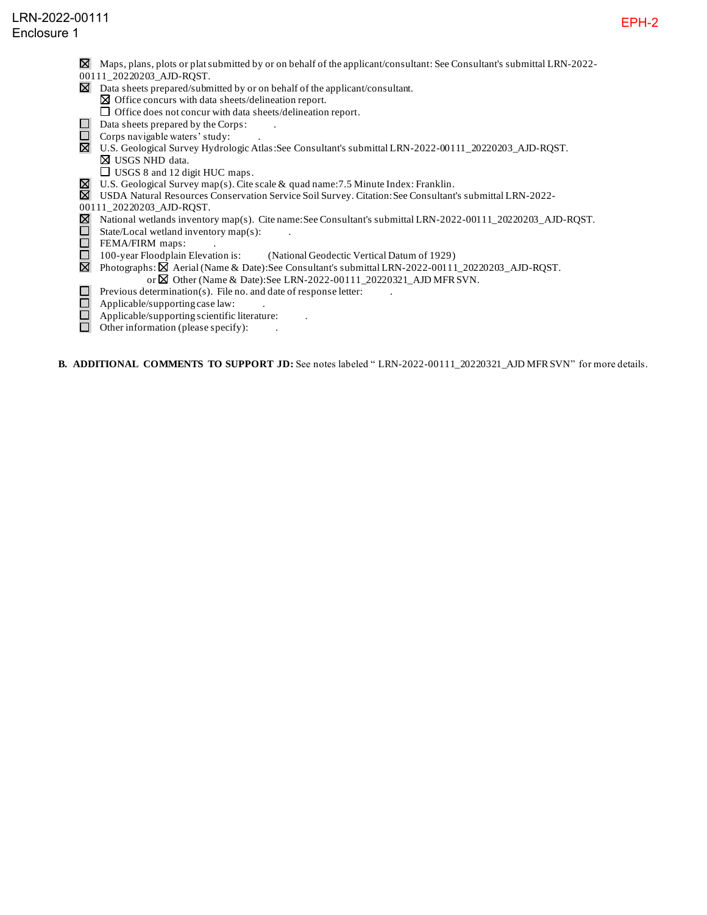LRN-2022-00111
Enclosure 1

EPH-2

- ☒ Maps, plans, plots or plat submitted by or on behalf of the applicant/consultant: See Consultant's submittal LRN-2022-00111_20220203_AJD-RQST.
- ☒ Data sheets prepared/submitted by or on behalf of the applicant/consultant.
  - ☒ Office concurs with data sheets/delineation report.
  - ☐ Office does not concur with data sheets/delineation report.
- ☐ Data sheets prepared by the Corps: .
- ☐ Corps navigable waters' study: .
- ☒ U.S. Geological Survey Hydrologic Atlas: See Consultant's submittal LRN-2022-00111_20220203_AJD-RQST.
  - ☒ USGS NHD data.
  - ☐ USGS 8 and 12 digit HUC maps.
- ☒ U.S. Geological Survey map(s). Cite scale & quad name: 7.5 Minute Index: Franklin.
- ☒ USDA Natural Resources Conservation Service Soil Survey. Citation: See Consultant's submittal LRN-2022-00111_20220203_AJD-RQST.
- ☒ National wetlands inventory map(s). Cite name: See Consultant's submittal LRN-2022-00111_20220203_AJD-RQST.
- ☐ State/Local wetland inventory map(s): .
- ☐ FEMA/FIRM maps: .
- ☐ 100-year Floodplain Elevation is: (National Geodectic Vertical Datum of 1929)
- ☒ Photographs: ☒ Aerial (Name & Date): See Consultant's submittal LRN-2022-00111_20220203_AJD-RQST.
  or ☒ Other (Name & Date): See LRN-2022-00111_20220321_AJD MFR SVN.
- ☐ Previous determination(s). File no. and date of response letter: .
- ☐ Applicable/supporting case law: .
- ☐ Applicable/supporting scientific literature: .
- ☐ Other information (please specify): .

**B. ADDITIONAL COMMENTS TO SUPPORT JD:** See notes labeled " LRN-2022-00111_20220321_AJD MFR SVN" for more details.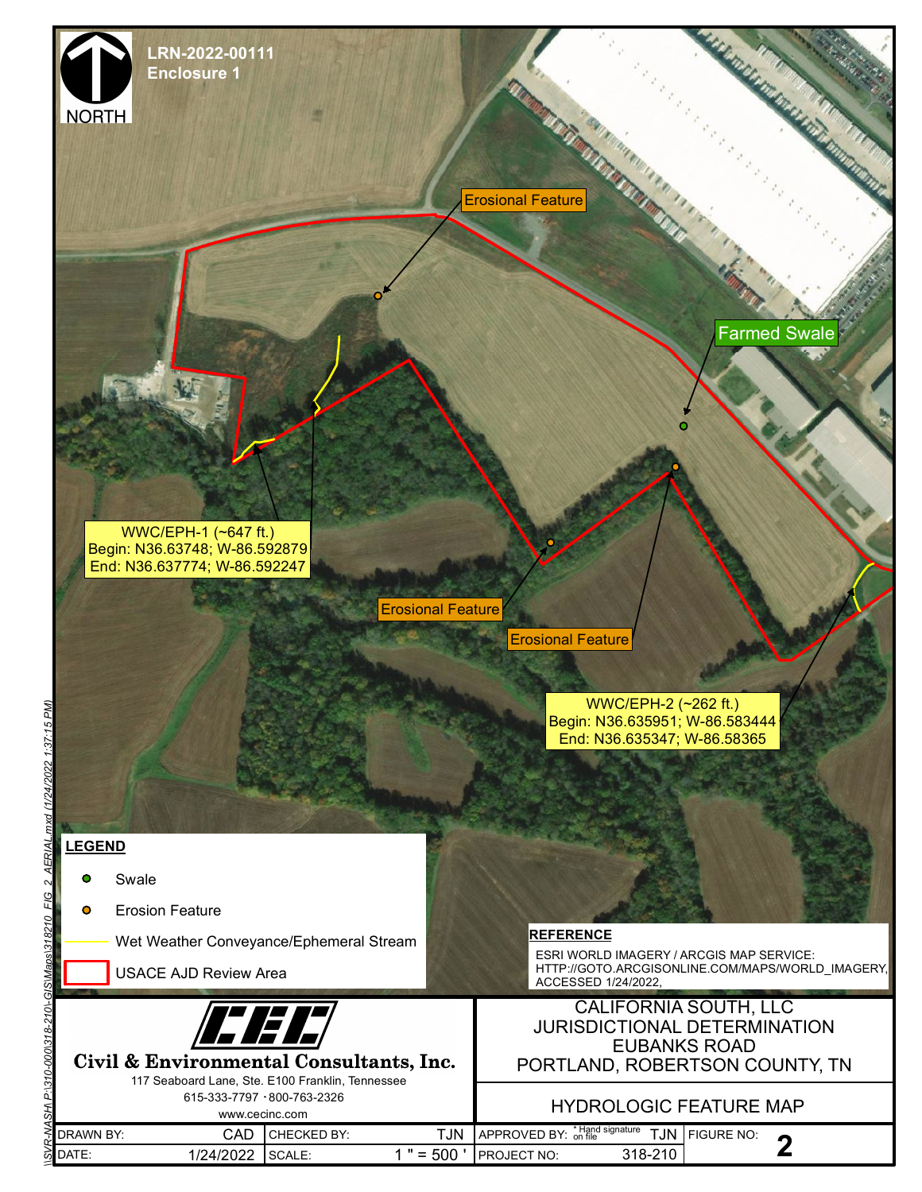LRN-2022-00111
Enclosure 1

NORTH

Erosional Feature

Farmed Swale

WWC/EPH-1 (~647 ft.)
Begin: N36.63748; W-86.592879
End: N36.637774; W-86.592247

Erosional Feature

Erosional Feature

WWC/EPH-2 (~262 ft.)
Begin: N36.635951; W-86.583444
End: N36.635347; W-86.58365

**LEGEND**

- Swale
- Erosion Feature
- Wet Weather Conveyance/Ephemeral Stream
- USACE AJD Review Area

**REFERENCE**

ESRI WORLD IMAGERY / ARCGIS MAP SERVICE:
HTTP://GOTO.ARCGISONLINE.COM/MAPS/WORLD_IMAGERY,
ACCESSED 1/24/2022,

\\SVR-NASH P:\310-000\318-210\-GIS\Maps\318210_FIG_2_AERIAL.mxd (1/24/2022 1:37:15 PM)

CEC

Civil & Environmental Consultants, Inc.
117 Seaboard Lane, Ste. E100 Franklin, Tennessee
615-333-7797 · 800-763-2326
www.cecinc.com

CALIFORNIA SOUTH, LLC
JURISDICTIONAL DETERMINATION
EUBANKS ROAD
PORTLAND, ROBERTSON COUNTY, TN

HYDROLOGIC FEATURE MAP

| | | | | | | | |
|---|---|---|---|---|---|---|---|
| DRAWN BY: | CAD | CHECKED BY: | TJN | APPROVED BY: * Hand signature on file | TJN | FIGURE NO: | 2 |
| DATE: | 1/24/2022 | SCALE: | 1 " = 500 ' | PROJECT NO: | 318-210 | | |